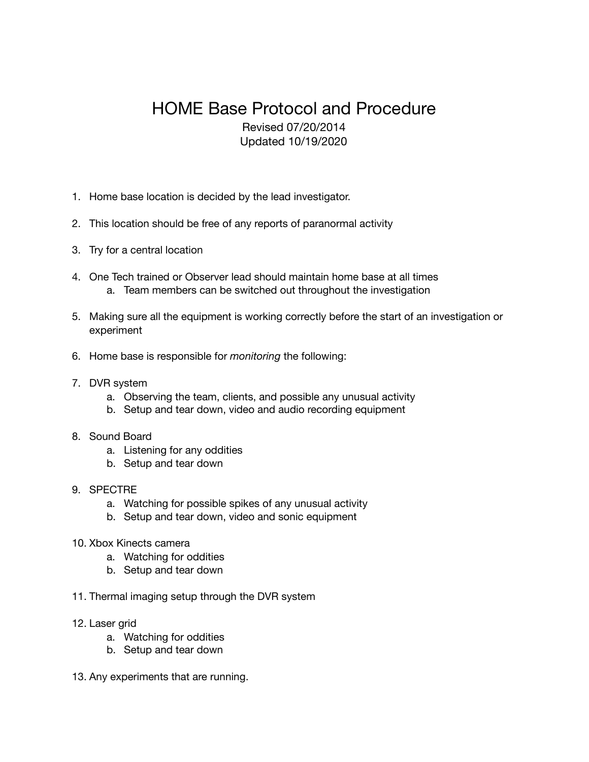# HOME Base Protocol and Procedure

Revised 07/20/2014
Updated 10/19/2020

1. Home base location is decided by the lead investigator.

2. This location should be free of any reports of paranormal activity

3. Try for a central location

4. One Tech trained or Observer lead should maintain home base at all times
   a. Team members can be switched out throughout the investigation

5. Making sure all the equipment is working correctly before the start of an investigation or experiment

6. Home base is responsible for *monitoring* the following:

7. DVR system
   a. Observing the team, clients, and possible any unusual activity
   b. Setup and tear down, video and audio recording equipment

8. Sound Board
   a. Listening for any oddities
   b. Setup and tear down

9. SPECTRE
   a. Watching for possible spikes of any unusual activity
   b. Setup and tear down, video and sonic equipment

10. Xbox Kinects camera
    a. Watching for oddities
    b. Setup and tear down

11. Thermal imaging setup through the DVR system

12. Laser grid
    a. Watching for oddities
    b. Setup and tear down

13. Any experiments that are running.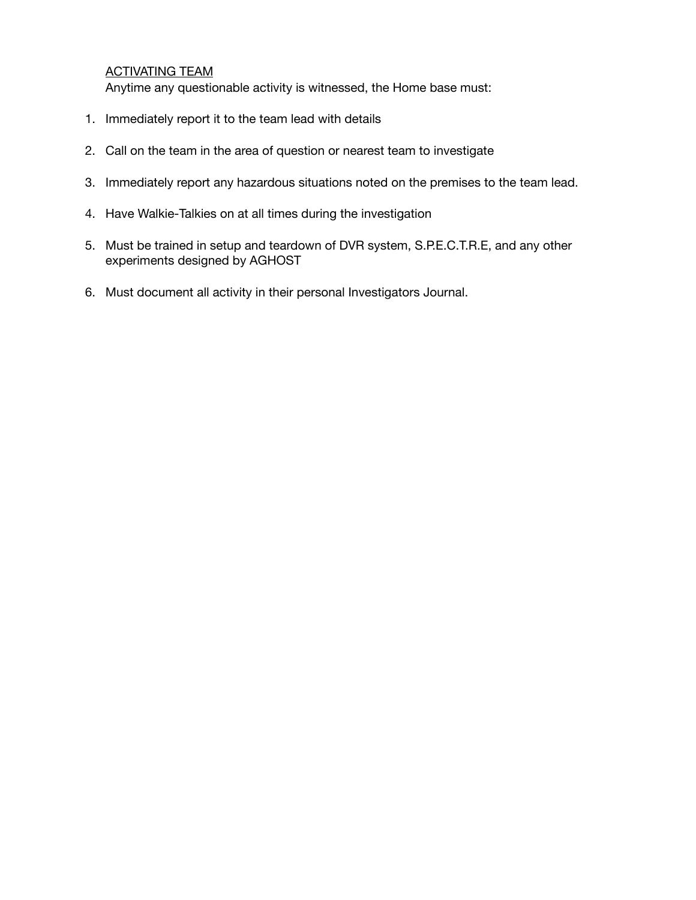<u>ACTIVATING TEAM</u>

Anytime any questionable activity is witnessed, the Home base must:

1. Immediately report it to the team lead with details
2. Call on the team in the area of question or nearest team to investigate
3. Immediately report any hazardous situations noted on the premises to the team lead.
4. Have Walkie-Talkies on at all times during the investigation
5. Must be trained in setup and teardown of DVR system, S.P.E.C.T.R.E, and any other experiments designed by AGHOST
6. Must document all activity in their personal Investigators Journal.